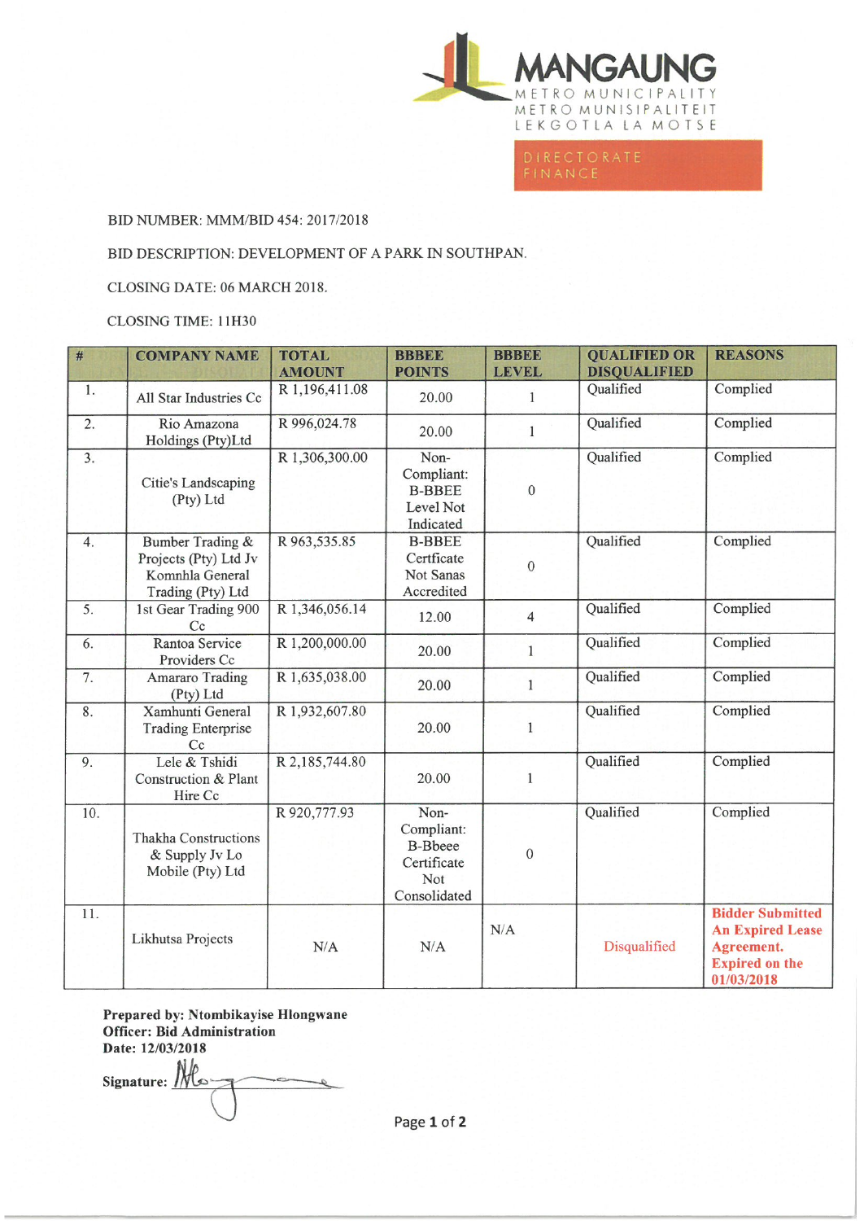MANGAUNG
METRO MUNICIPALITY
METRO MUNISIPALITEIT
LEKGOTLA LA MOTSE

DIRECTORATE FINANCE

BID NUMBER: MMM/BID 454: 2017/2018

BID DESCRIPTION: DEVELOPMENT OF A PARK IN SOUTHPAN.

CLOSING DATE: 06 MARCH 2018.

CLOSING TIME: 11H30

| # | COMPANY NAME | TOTAL AMOUNT | BBBEE POINTS | BBBEE LEVEL | QUALIFIED OR DISQUALIFIED | REASONS |
|---|---|---|---|---|---|---|
| 1. | All Star Industries Cc | R 1,196,411.08 | 20.00 | 1 | Qualified | Complied |
| 2. | Rio Amazona Holdings (Pty)Ltd | R 996,024.78 | 20.00 | 1 | Qualified | Complied |
| 3. | Citie's Landscaping (Pty) Ltd | R 1,306,300.00 | Non-Compliant: B-BBEE Level Not Indicated | 0 | Qualified | Complied |
| 4. | Bumber Trading & Projects (Pty) Ltd Jv Komnhla General Trading (Pty) Ltd | R 963,535.85 | B-BBEE Certficate Not Sanas Accredited | 0 | Qualified | Complied |
| 5. | 1st Gear Trading 900 Cc | R 1,346,056.14 | 12.00 | 4 | Qualified | Complied |
| 6. | Rantoa Service Providers Cc | R 1,200,000.00 | 20.00 | 1 | Qualified | Complied |
| 7. | Amararo Trading (Pty) Ltd | R 1,635,038.00 | 20.00 | 1 | Qualified | Complied |
| 8. | Xamhunti General Trading Enterprise Cc | R 1,932,607.80 | 20.00 | 1 | Qualified | Complied |
| 9. | Lele & Tshidi Construction & Plant Hire Cc | R 2,185,744.80 | 20.00 | 1 | Qualified | Complied |
| 10. | Thakha Constructions & Supply Jv Lo Mobile (Pty) Ltd | R 920,777.93 | Non-Compliant: B-Bbeee Certificate Not Consolidated | 0 | Qualified | Complied |
| 11. | Likhutsa Projects | N/A | N/A | N/A | Disqualified | **Bidder Submitted An Expired Lease Agreement. Expired on the 01/03/2018** |

**Prepared by: Ntombikayise Hlongwane**
**Officer: Bid Administration**
**Date: 12/03/2018**

**Signature:**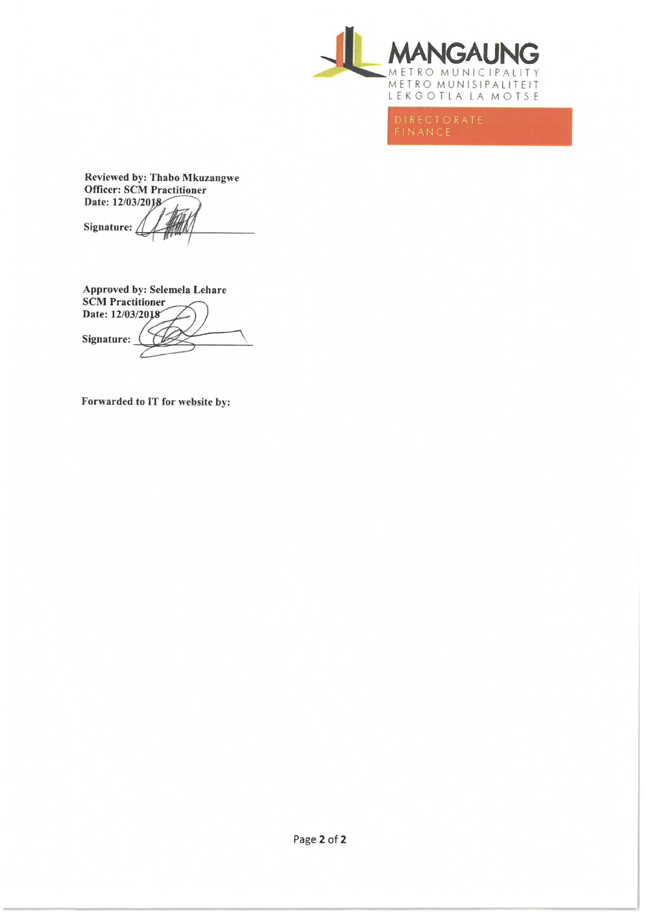MANGAUNG

METRO MUNICIPALITY
METRO MUNISIPALITEIT
LEKGOTLA LA MOTSE

DIRECTORATE
FINANCE

**Reviewed by: Thabo Mkuzangwe**
**Officer: SCM Practitioner**
**Date: 12/03/2018**

**Signature:**

**Approved by: Selemela Lehare**
**SCM Practitioner**
**Date: 12/03/2018**

**Signature:**

**Forwarded to IT for website by:**